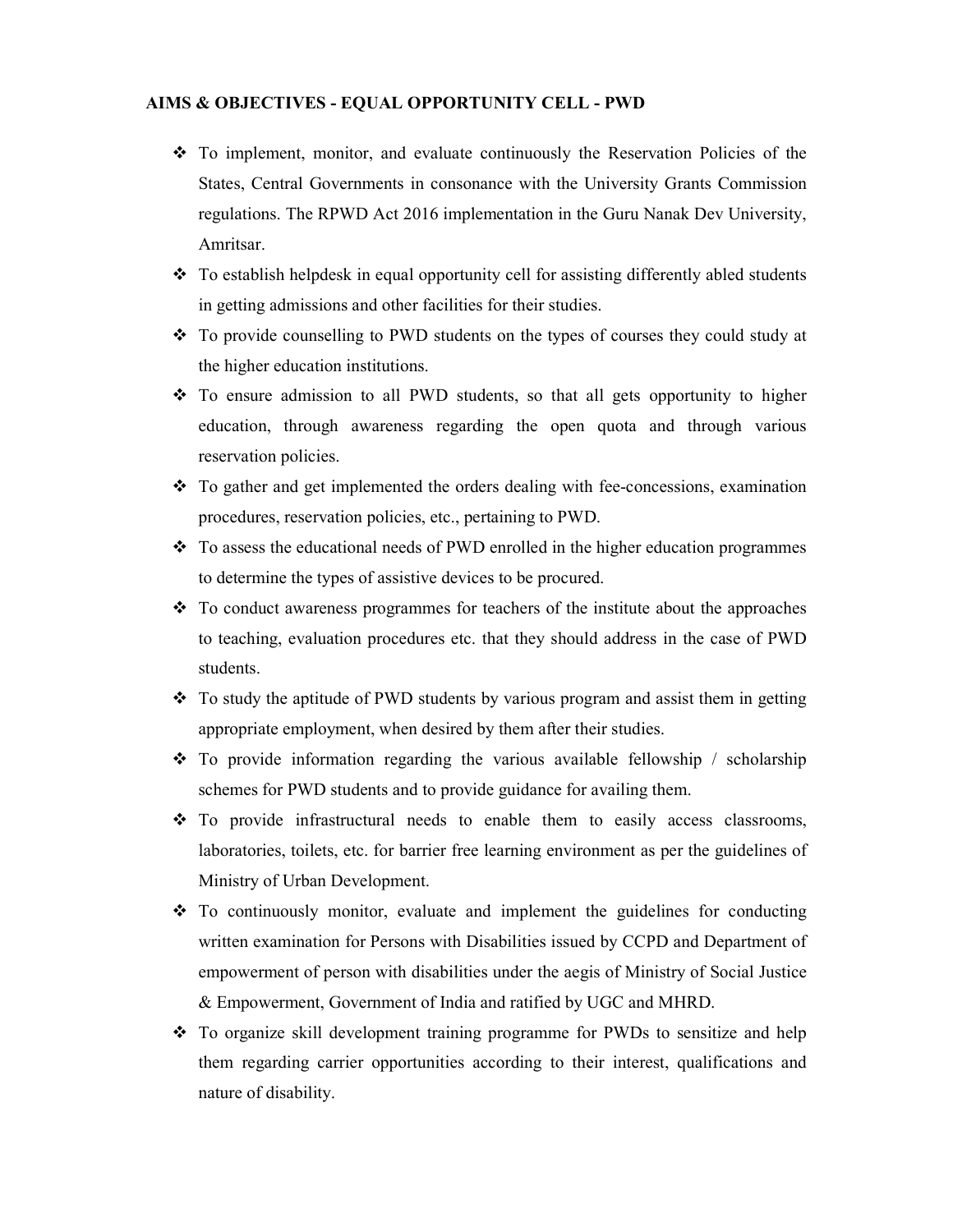**AIMS & OBJECTIVES - EQUAL OPPORTUNITY CELL - PWD**

- To implement, monitor, and evaluate continuously the Reservation Policies of the States, Central Governments in consonance with the University Grants Commission regulations. The RPWD Act 2016 implementation in the Guru Nanak Dev University, Amritsar.
- To establish helpdesk in equal opportunity cell for assisting differently abled students in getting admissions and other facilities for their studies.
- To provide counselling to PWD students on the types of courses they could study at the higher education institutions.
- To ensure admission to all PWD students, so that all gets opportunity to higher education, through awareness regarding the open quota and through various reservation policies.
- To gather and get implemented the orders dealing with fee-concessions, examination procedures, reservation policies, etc., pertaining to PWD.
- To assess the educational needs of PWD enrolled in the higher education programmes to determine the types of assistive devices to be procured.
- To conduct awareness programmes for teachers of the institute about the approaches to teaching, evaluation procedures etc. that they should address in the case of PWD students.
- To study the aptitude of PWD students by various program and assist them in getting appropriate employment, when desired by them after their studies.
- To provide information regarding the various available fellowship / scholarship schemes for PWD students and to provide guidance for availing them.
- To provide infrastructural needs to enable them to easily access classrooms, laboratories, toilets, etc. for barrier free learning environment as per the guidelines of Ministry of Urban Development.
- To continuously monitor, evaluate and implement the guidelines for conducting written examination for Persons with Disabilities issued by CCPD and Department of empowerment of person with disabilities under the aegis of Ministry of Social Justice & Empowerment, Government of India and ratified by UGC and MHRD.
- To organize skill development training programme for PWDs to sensitize and help them regarding carrier opportunities according to their interest, qualifications and nature of disability.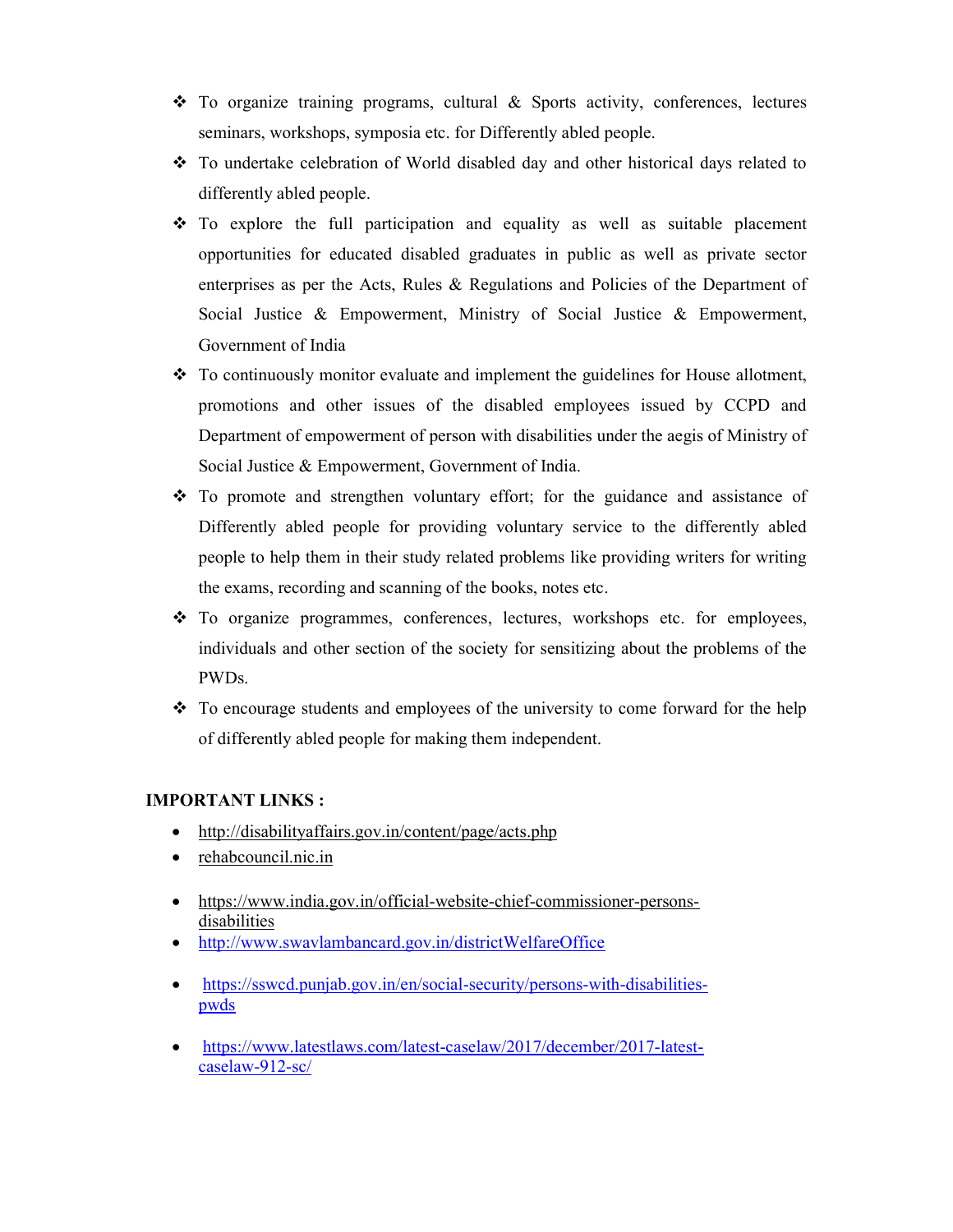- To organize training programs, cultural & Sports activity, conferences, lectures seminars, workshops, symposia etc. for Differently abled people.
- To undertake celebration of World disabled day and other historical days related to differently abled people.
- To explore the full participation and equality as well as suitable placement opportunities for educated disabled graduates in public as well as private sector enterprises as per the Acts, Rules & Regulations and Policies of the Department of Social Justice & Empowerment, Ministry of Social Justice & Empowerment, Government of India
- To continuously monitor evaluate and implement the guidelines for House allotment, promotions and other issues of the disabled employees issued by CCPD and Department of empowerment of person with disabilities under the aegis of Ministry of Social Justice & Empowerment, Government of India.
- To promote and strengthen voluntary effort; for the guidance and assistance of Differently abled people for providing voluntary service to the differently abled people to help them in their study related problems like providing writers for writing the exams, recording and scanning of the books, notes etc.
- To organize programmes, conferences, lectures, workshops etc. for employees, individuals and other section of the society for sensitizing about the problems of the PWDs.
- To encourage students and employees of the university to come forward for the help of differently abled people for making them independent.

**IMPORTANT LINKS :**

- http://disabilityaffairs.gov.in/content/page/acts.php
- rehabcouncil.nic.in
- https://www.india.gov.in/official-website-chief-commissioner-persons-disabilities
- http://www.swavlambancard.gov.in/districtWelfareOffice
- https://sswcd.punjab.gov.in/en/social-security/persons-with-disabilities-pwds
- https://www.latestlaws.com/latest-caselaw/2017/december/2017-latest-caselaw-912-sc/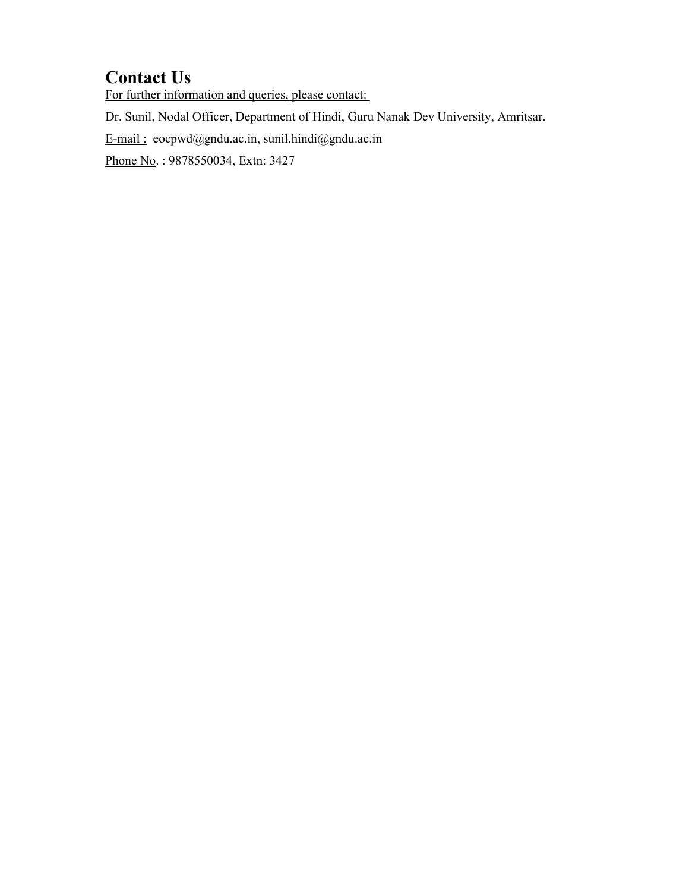## Contact Us

For further information and queries, please contact:

Dr. Sunil, Nodal Officer, Department of Hindi, Guru Nanak Dev University, Amritsar.

E-mail : eocpwd@gndu.ac.in, sunil.hindi@gndu.ac.in

Phone No. : 9878550034, Extn: 3427